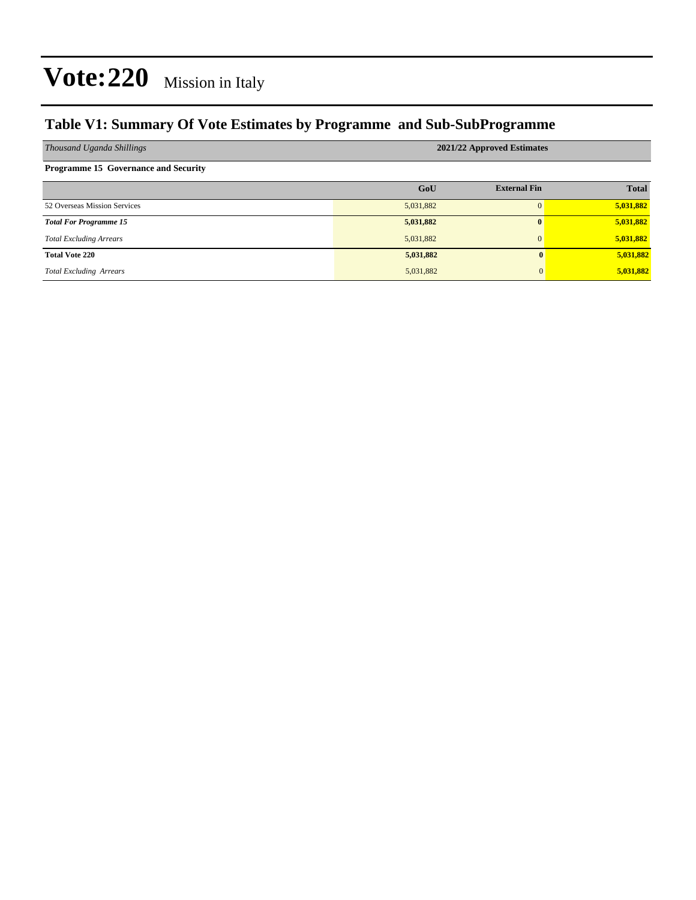# Vote:220 Mission in Italy

## Table V1: Summary Of Vote Estimates by Programme and Sub-SubProgramme

| *Thousand Uganda Shillings* | 2021/22 Approved Estimates | | |
|---|---|---|---|
| **Programme 15 Governance and Security** | | | |
| | **GoU** | **External Fin** | **Total** |
| 52 Overseas Mission Services | 5,031,882 | 0 | **5,031,882** |
| ***Total For Programme 15*** | **5,031,882** | **0** | **5,031,882** |
| *Total Excluding Arrears* | 5,031,882 | 0 | **5,031,882** |
| **Total Vote 220** | **5,031,882** | **0** | **5,031,882** |
| *Total Excluding Arrears* | 5,031,882 | 0 | **5,031,882** |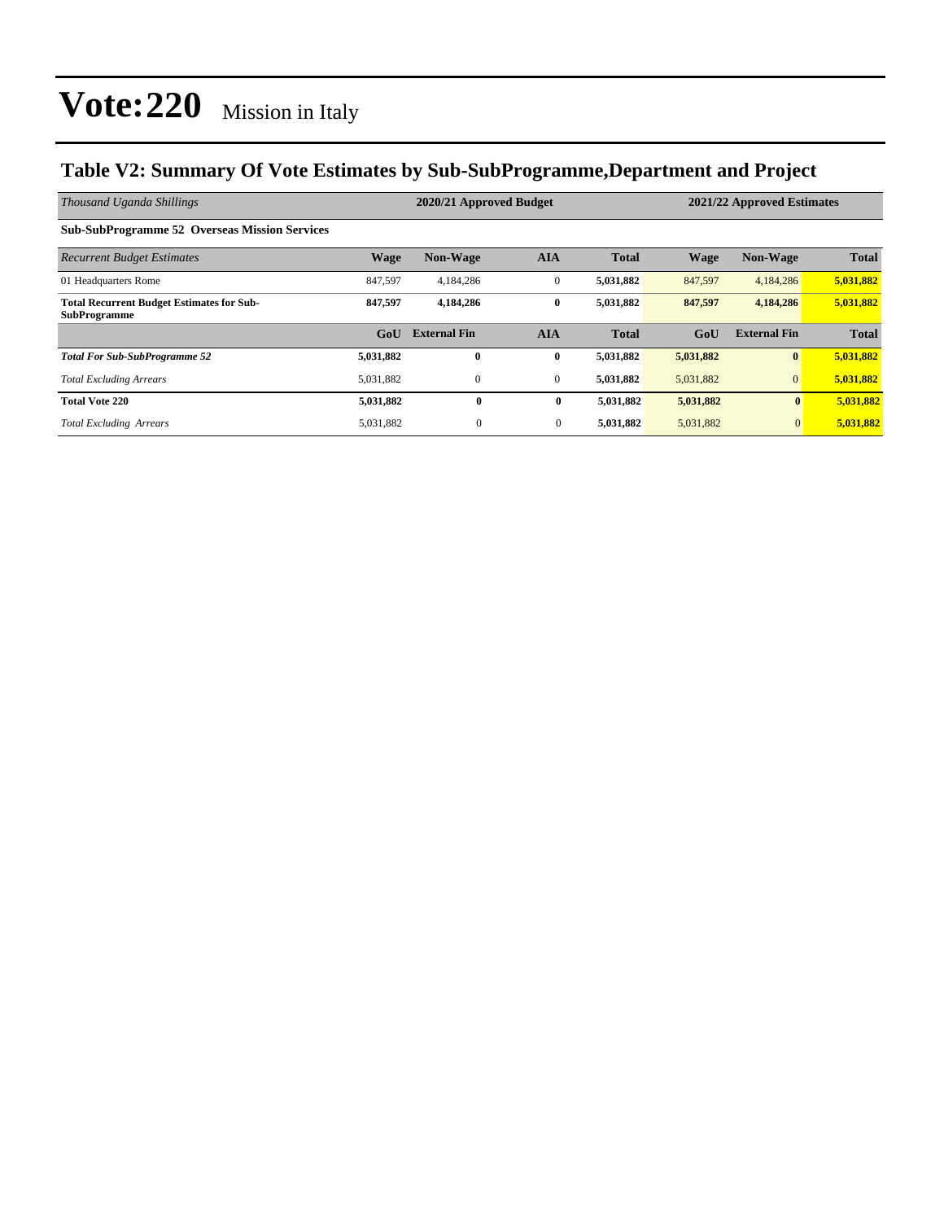# Vote:220 Mission in Italy

## Table V2: Summary Of Vote Estimates by Sub-SubProgramme,Department and Project

| *Thousand Uganda Shillings* | 2020/21 Approved Budget | | | | 2021/22 Approved Estimates | | |
|---|---|---|---|---|---|---|---|
| **Sub-SubProgramme 52 Overseas Mission Services** | | | | | | | |
| *Recurrent Budget Estimates* | **Wage** | **Non-Wage** | **AIA** | **Total** | **Wage** | **Non-Wage** | **Total** |
| 01 Headquarters Rome | 847,597 | 4,184,286 | 0 | **5,031,882** | 847,597 | 4,184,286 | **5,031,882** |
| **Total Recurrent Budget Estimates for Sub-SubProgramme** | **847,597** | **4,184,286** | **0** | **5,031,882** | **847,597** | **4,184,286** | **5,031,882** |
| | **GoU** | **External Fin** | **AIA** | **Total** | **GoU** | **External Fin** | **Total** |
| ***Total For Sub-SubProgramme 52*** | **5,031,882** | **0** | **0** | **5,031,882** | **5,031,882** | **0** | **5,031,882** |
| *Total Excluding Arrears* | 5,031,882 | 0 | 0 | **5,031,882** | 5,031,882 | 0 | **5,031,882** |
| **Total Vote 220** | **5,031,882** | **0** | **0** | **5,031,882** | **5,031,882** | **0** | **5,031,882** |
| *Total Excluding Arrears* | 5,031,882 | 0 | 0 | **5,031,882** | 5,031,882 | 0 | **5,031,882** |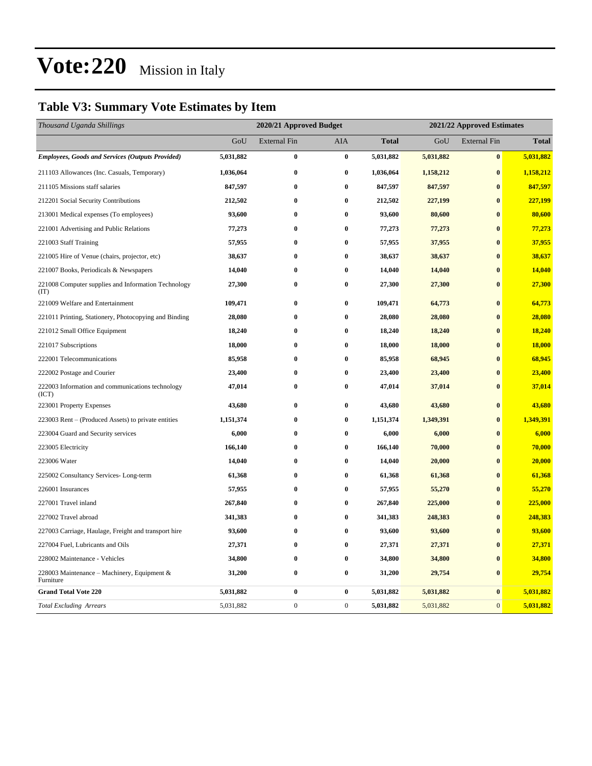# Vote:220 Mission in Italy

## Table V3: Summary Vote Estimates by Item

| *Thousand Uganda Shillings* | 2020/21 Approved Budget | | | | 2021/22 Approved Estimates | | |
|---|---|---|---|---|---|---|---|
| | GoU | External Fin | AIA | **Total** | GoU | External Fin | **Total** |
| ***Employees, Goods and Services (Outputs Provided)*** | **5,031,882** | **0** | **0** | **5,031,882** | **5,031,882** | **0** | **5,031,882** |
| 211103 Allowances (Inc. Casuals, Temporary) | **1,036,064** | **0** | **0** | **1,036,064** | **1,158,212** | **0** | **1,158,212** |
| 211105 Missions staff salaries | **847,597** | **0** | **0** | **847,597** | **847,597** | **0** | **847,597** |
| 212201 Social Security Contributions | **212,502** | **0** | **0** | **212,502** | **227,199** | **0** | **227,199** |
| 213001 Medical expenses (To employees) | **93,600** | **0** | **0** | **93,600** | **80,600** | **0** | **80,600** |
| 221001 Advertising and Public Relations | **77,273** | **0** | **0** | **77,273** | **77,273** | **0** | **77,273** |
| 221003 Staff Training | **57,955** | **0** | **0** | **57,955** | **37,955** | **0** | **37,955** |
| 221005 Hire of Venue (chairs, projector, etc) | **38,637** | **0** | **0** | **38,637** | **38,637** | **0** | **38,637** |
| 221007 Books, Periodicals & Newspapers | **14,040** | **0** | **0** | **14,040** | **14,040** | **0** | **14,040** |
| 221008 Computer supplies and Information Technology (IT) | **27,300** | **0** | **0** | **27,300** | **27,300** | **0** | **27,300** |
| 221009 Welfare and Entertainment | **109,471** | **0** | **0** | **109,471** | **64,773** | **0** | **64,773** |
| 221011 Printing, Stationery, Photocopying and Binding | **28,080** | **0** | **0** | **28,080** | **28,080** | **0** | **28,080** |
| 221012 Small Office Equipment | **18,240** | **0** | **0** | **18,240** | **18,240** | **0** | **18,240** |
| 221017 Subscriptions | **18,000** | **0** | **0** | **18,000** | **18,000** | **0** | **18,000** |
| 222001 Telecommunications | **85,958** | **0** | **0** | **85,958** | **68,945** | **0** | **68,945** |
| 222002 Postage and Courier | **23,400** | **0** | **0** | **23,400** | **23,400** | **0** | **23,400** |
| 222003 Information and communications technology (ICT) | **47,014** | **0** | **0** | **47,014** | **37,014** | **0** | **37,014** |
| 223001 Property Expenses | **43,680** | **0** | **0** | **43,680** | **43,680** | **0** | **43,680** |
| 223003 Rent – (Produced Assets) to private entities | **1,151,374** | **0** | **0** | **1,151,374** | **1,349,391** | **0** | **1,349,391** |
| 223004 Guard and Security services | **6,000** | **0** | **0** | **6,000** | **6,000** | **0** | **6,000** |
| 223005 Electricity | **166,140** | **0** | **0** | **166,140** | **70,000** | **0** | **70,000** |
| 223006 Water | **14,040** | **0** | **0** | **14,040** | **20,000** | **0** | **20,000** |
| 225002 Consultancy Services- Long-term | **61,368** | **0** | **0** | **61,368** | **61,368** | **0** | **61,368** |
| 226001 Insurances | **57,955** | **0** | **0** | **57,955** | **55,270** | **0** | **55,270** |
| 227001 Travel inland | **267,840** | **0** | **0** | **267,840** | **225,000** | **0** | **225,000** |
| 227002 Travel abroad | **341,383** | **0** | **0** | **341,383** | **248,383** | **0** | **248,383** |
| 227003 Carriage, Haulage, Freight and transport hire | **93,600** | **0** | **0** | **93,600** | **93,600** | **0** | **93,600** |
| 227004 Fuel, Lubricants and Oils | **27,371** | **0** | **0** | **27,371** | **27,371** | **0** | **27,371** |
| 228002 Maintenance - Vehicles | **34,800** | **0** | **0** | **34,800** | **34,800** | **0** | **34,800** |
| 228003 Maintenance – Machinery, Equipment & Furniture | **31,200** | **0** | **0** | **31,200** | **29,754** | **0** | **29,754** |
| **Grand Total Vote 220** | **5,031,882** | **0** | **0** | **5,031,882** | **5,031,882** | **0** | **5,031,882** |
| *Total Excluding Arrears* | 5,031,882 | 0 | 0 | **5,031,882** | 5,031,882 | 0 | **5,031,882** |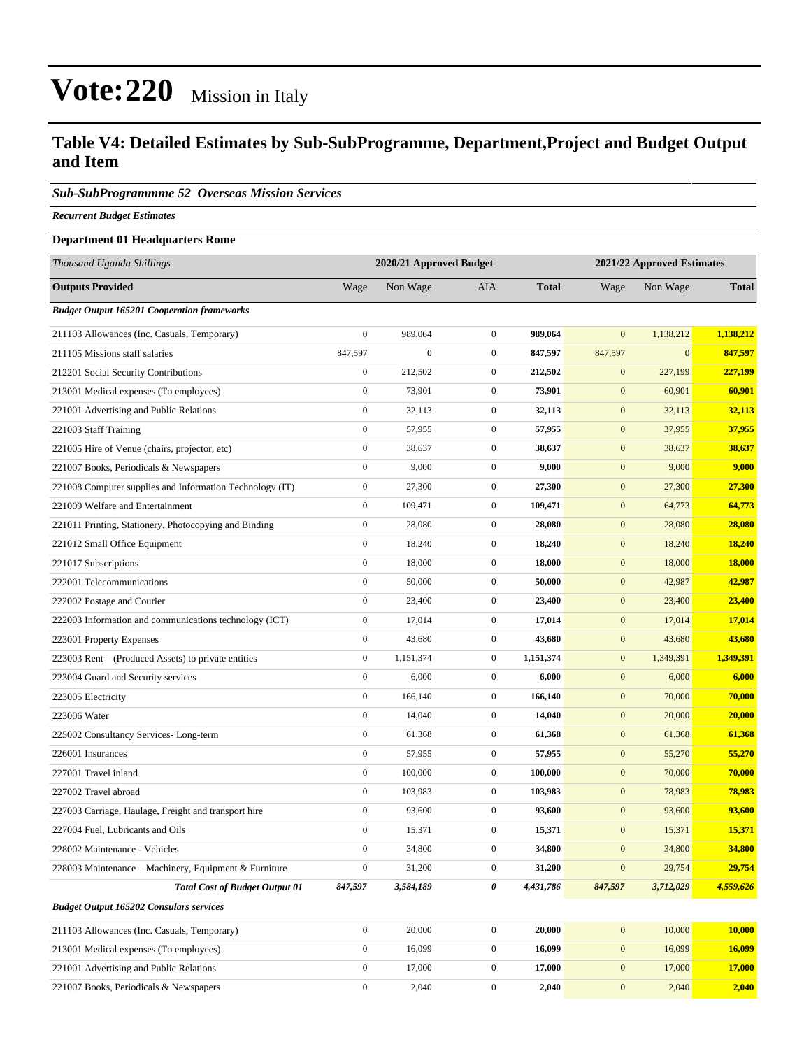# Vote:220 Mission in Italy

## Table V4: Detailed Estimates by Sub-SubProgramme, Department,Project and Budget Output and Item

### *Sub-SubProgrammme 52 Overseas Mission Services*

***Recurrent Budget Estimates***

**Department 01 Headquarters Rome**

| *Thousand Uganda Shillings* | 2020/21 Approved Budget | | | | 2021/22 Approved Estimates | | |
|---|---|---|---|---|---|---|---|
| **Outputs Provided** | Wage | Non Wage | AIA | **Total** | Wage | Non Wage | **Total** |
| ***Budget Output 165201 Cooperation frameworks*** | | | | | | | |
| 211103 Allowances (Inc. Casuals, Temporary) | 0 | 989,064 | 0 | **989,064** | 0 | 1,138,212 | **1,138,212** |
| 211105 Missions staff salaries | 847,597 | 0 | 0 | **847,597** | 847,597 | 0 | **847,597** |
| 212201 Social Security Contributions | 0 | 212,502 | 0 | **212,502** | 0 | 227,199 | **227,199** |
| 213001 Medical expenses (To employees) | 0 | 73,901 | 0 | **73,901** | 0 | 60,901 | **60,901** |
| 221001 Advertising and Public Relations | 0 | 32,113 | 0 | **32,113** | 0 | 32,113 | **32,113** |
| 221003 Staff Training | 0 | 57,955 | 0 | **57,955** | 0 | 37,955 | **37,955** |
| 221005 Hire of Venue (chairs, projector, etc) | 0 | 38,637 | 0 | **38,637** | 0 | 38,637 | **38,637** |
| 221007 Books, Periodicals & Newspapers | 0 | 9,000 | 0 | **9,000** | 0 | 9,000 | **9,000** |
| 221008 Computer supplies and Information Technology (IT) | 0 | 27,300 | 0 | **27,300** | 0 | 27,300 | **27,300** |
| 221009 Welfare and Entertainment | 0 | 109,471 | 0 | **109,471** | 0 | 64,773 | **64,773** |
| 221011 Printing, Stationery, Photocopying and Binding | 0 | 28,080 | 0 | **28,080** | 0 | 28,080 | **28,080** |
| 221012 Small Office Equipment | 0 | 18,240 | 0 | **18,240** | 0 | 18,240 | **18,240** |
| 221017 Subscriptions | 0 | 18,000 | 0 | **18,000** | 0 | 18,000 | **18,000** |
| 222001 Telecommunications | 0 | 50,000 | 0 | **50,000** | 0 | 42,987 | **42,987** |
| 222002 Postage and Courier | 0 | 23,400 | 0 | **23,400** | 0 | 23,400 | **23,400** |
| 222003 Information and communications technology (ICT) | 0 | 17,014 | 0 | **17,014** | 0 | 17,014 | **17,014** |
| 223001 Property Expenses | 0 | 43,680 | 0 | **43,680** | 0 | 43,680 | **43,680** |
| 223003 Rent – (Produced Assets) to private entities | 0 | 1,151,374 | 0 | **1,151,374** | 0 | 1,349,391 | **1,349,391** |
| 223004 Guard and Security services | 0 | 6,000 | 0 | **6,000** | 0 | 6,000 | **6,000** |
| 223005 Electricity | 0 | 166,140 | 0 | **166,140** | 0 | 70,000 | **70,000** |
| 223006 Water | 0 | 14,040 | 0 | **14,040** | 0 | 20,000 | **20,000** |
| 225002 Consultancy Services- Long-term | 0 | 61,368 | 0 | **61,368** | 0 | 61,368 | **61,368** |
| 226001 Insurances | 0 | 57,955 | 0 | **57,955** | 0 | 55,270 | **55,270** |
| 227001 Travel inland | 0 | 100,000 | 0 | **100,000** | 0 | 70,000 | **70,000** |
| 227002 Travel abroad | 0 | 103,983 | 0 | **103,983** | 0 | 78,983 | **78,983** |
| 227003 Carriage, Haulage, Freight and transport hire | 0 | 93,600 | 0 | **93,600** | 0 | 93,600 | **93,600** |
| 227004 Fuel, Lubricants and Oils | 0 | 15,371 | 0 | **15,371** | 0 | 15,371 | **15,371** |
| 228002 Maintenance - Vehicles | 0 | 34,800 | 0 | **34,800** | 0 | 34,800 | **34,800** |
| 228003 Maintenance – Machinery, Equipment & Furniture | 0 | 31,200 | 0 | **31,200** | 0 | 29,754 | **29,754** |
| ***Total Cost of Budget Output 01*** | ***847,597*** | ***3,584,189*** | ***0*** | ***4,431,786*** | ***847,597*** | ***3,712,029*** | ***4,559,626*** |
| ***Budget Output 165202 Consulars services*** | | | | | | | |
| 211103 Allowances (Inc. Casuals, Temporary) | 0 | 20,000 | 0 | **20,000** | 0 | 10,000 | **10,000** |
| 213001 Medical expenses (To employees) | 0 | 16,099 | 0 | **16,099** | 0 | 16,099 | **16,099** |
| 221001 Advertising and Public Relations | 0 | 17,000 | 0 | **17,000** | 0 | 17,000 | **17,000** |
| 221007 Books, Periodicals & Newspapers | 0 | 2,040 | 0 | **2,040** | 0 | 2,040 | **2,040** |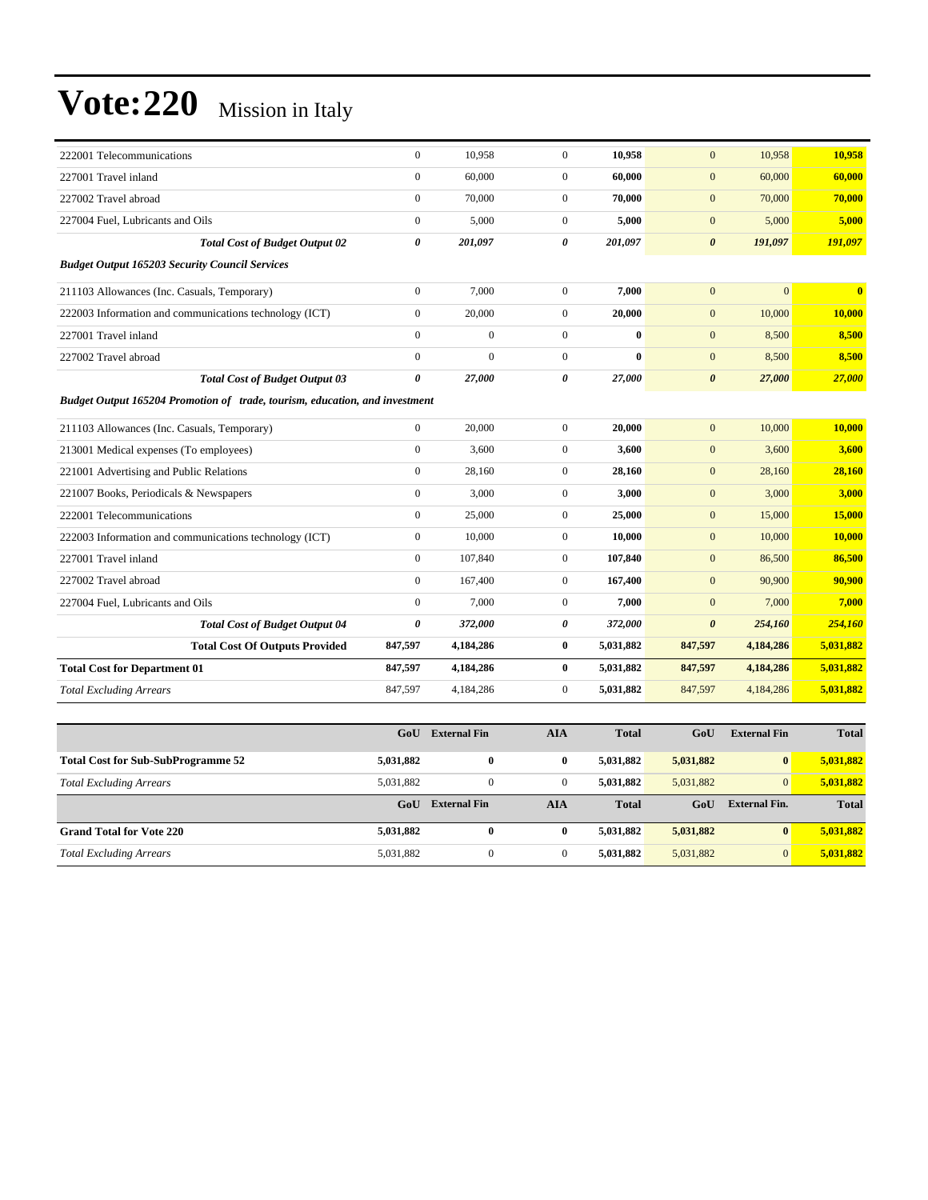# Vote:220 Mission in Italy

| | | | | | | | |
|---|---|---|---|---|---|---|---|
| 222001 Telecommunications | 0 | 10,958 | 0 | **10,958** | 0 | 10,958 | **10,958** |
| 227001 Travel inland | 0 | 60,000 | 0 | **60,000** | 0 | 60,000 | **60,000** |
| 227002 Travel abroad | 0 | 70,000 | 0 | **70,000** | 0 | 70,000 | **70,000** |
| 227004 Fuel, Lubricants and Oils | 0 | 5,000 | 0 | **5,000** | 0 | 5,000 | **5,000** |
| ***Total Cost of Budget Output 02*** | ***0*** | ***201,097*** | ***0*** | ***201,097*** | ***0*** | ***191,097*** | ***191,097*** |
| ***Budget Output 165203 Security Council Services*** | | | | | | | |
| 211103 Allowances (Inc. Casuals, Temporary) | 0 | 7,000 | 0 | **7,000** | 0 | 0 | **0** |
| 222003 Information and communications technology (ICT) | 0 | 20,000 | 0 | **20,000** | 0 | 10,000 | **10,000** |
| 227001 Travel inland | 0 | 0 | 0 | **0** | 0 | 8,500 | **8,500** |
| 227002 Travel abroad | 0 | 0 | 0 | **0** | 0 | 8,500 | **8,500** |
| ***Total Cost of Budget Output 03*** | ***0*** | ***27,000*** | ***0*** | ***27,000*** | ***0*** | ***27,000*** | ***27,000*** |
| ***Budget Output 165204 Promotion of trade, tourism, education, and investment*** | | | | | | | |
| 211103 Allowances (Inc. Casuals, Temporary) | 0 | 20,000 | 0 | **20,000** | 0 | 10,000 | **10,000** |
| 213001 Medical expenses (To employees) | 0 | 3,600 | 0 | **3,600** | 0 | 3,600 | **3,600** |
| 221001 Advertising and Public Relations | 0 | 28,160 | 0 | **28,160** | 0 | 28,160 | **28,160** |
| 221007 Books, Periodicals & Newspapers | 0 | 3,000 | 0 | **3,000** | 0 | 3,000 | **3,000** |
| 222001 Telecommunications | 0 | 25,000 | 0 | **25,000** | 0 | 15,000 | **15,000** |
| 222003 Information and communications technology (ICT) | 0 | 10,000 | 0 | **10,000** | 0 | 10,000 | **10,000** |
| 227001 Travel inland | 0 | 107,840 | 0 | **107,840** | 0 | 86,500 | **86,500** |
| 227002 Travel abroad | 0 | 167,400 | 0 | **167,400** | 0 | 90,900 | **90,900** |
| 227004 Fuel, Lubricants and Oils | 0 | 7,000 | 0 | **7,000** | 0 | 7,000 | **7,000** |
| ***Total Cost of Budget Output 04*** | ***0*** | ***372,000*** | ***0*** | ***372,000*** | ***0*** | ***254,160*** | ***254,160*** |
| **Total Cost Of Outputs Provided** | **847,597** | **4,184,286** | **0** | **5,031,882** | **847,597** | **4,184,286** | **5,031,882** |
| **Total Cost for Department 01** | **847,597** | **4,184,286** | **0** | **5,031,882** | **847,597** | **4,184,286** | **5,031,882** |
| *Total Excluding Arrears* | 847,597 | 4,184,286 | 0 | **5,031,882** | 847,597 | 4,184,286 | **5,031,882** |

| | GoU | External Fin | AIA | Total | GoU | External Fin | Total |
|---|---|---|---|---|---|---|---|
| **Total Cost for Sub-SubProgramme 52** | **5,031,882** | **0** | **0** | **5,031,882** | **5,031,882** | **0** | **5,031,882** |
| *Total Excluding Arrears* | 5,031,882 | 0 | 0 | **5,031,882** | 5,031,882 | 0 | **5,031,882** |
| | **GoU** | **External Fin** | **AIA** | **Total** | **GoU** | **External Fin.** | **Total** |
| **Grand Total for Vote 220** | **5,031,882** | **0** | **0** | **5,031,882** | **5,031,882** | **0** | **5,031,882** |
| *Total Excluding Arrears* | 5,031,882 | 0 | 0 | **5,031,882** | 5,031,882 | 0 | **5,031,882** |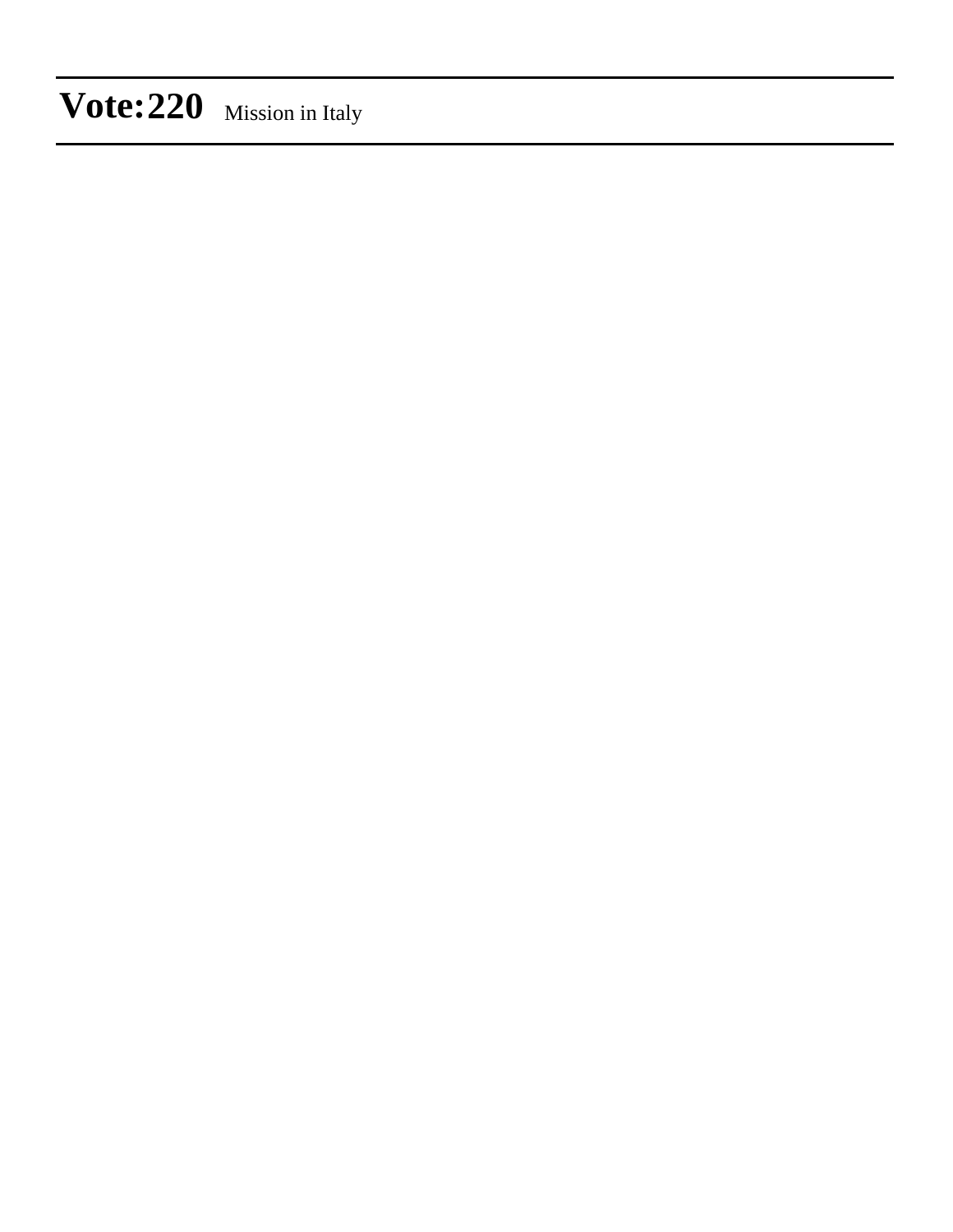**Vote:220** Mission in Italy